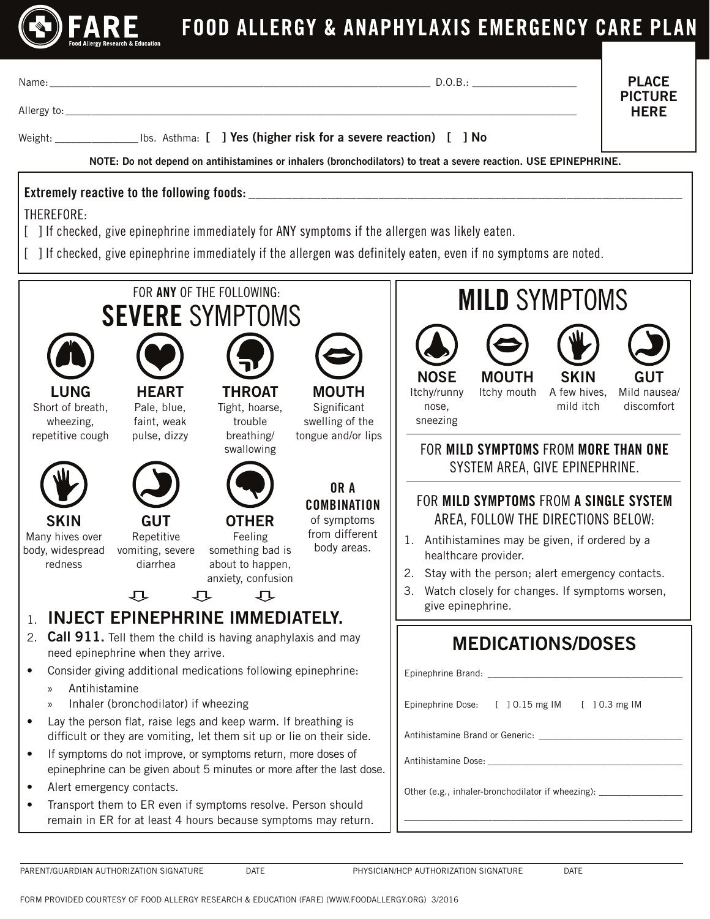# FARE

Food Allergy Research & Education

# FOOD ALLERGY & ANAPHYLAXIS EMERGENCY CARE PLAN

Name: ______________________________ D.O.B.: ______________

Allergy to: ______________________________

Weight: __________ lbs. Asthma: [ ] Yes (higher risk for a severe reaction) [ ] No

PLACE PICTURE HERE

**NOTE: Do not depend on antihistamines or inhalers (bronchodilators) to treat a severe reaction. USE EPINEPHRINE.**

**Extremely reactive to the following foods:** ______________________________

THEREFORE:

[ ] If checked, give epinephrine immediately for ANY symptoms if the allergen was likely eaten.

[ ] If checked, give epinephrine immediately if the allergen was definitely eaten, even if no symptoms are noted.

## FOR ANY OF THE FOLLOWING: SEVERE SYMPTOMS

**LUNG**
Short of breath, wheezing, repetitive cough

**HEART**
Pale, blue, faint, weak pulse, dizzy

**THROAT**
Tight, hoarse, trouble breathing/ swallowing

**MOUTH**
Significant swelling of the tongue and/or lips

**SKIN**
Many hives over body, widespread redness

**GUT**
Repetitive vomiting, severe diarrhea

**OTHER**
Feeling something bad is about to happen, anxiety, confusion

**OR A COMBINATION** of symptoms from different body areas.

1. **INJECT EPINEPHRINE IMMEDIATELY.**
2. **Call 911.** Tell them the child is having anaphylaxis and may need epinephrine when they arrive.

- Consider giving additional medications following epinephrine:
  - Antihistamine
  - Inhaler (bronchodilator) if wheezing
- Lay the person flat, raise legs and keep warm. If breathing is difficult or they are vomiting, let them sit up or lie on their side.
- If symptoms do not improve, or symptoms return, more doses of epinephrine can be given about 5 minutes or more after the last dose.
- Alert emergency contacts.
- Transport them to ER even if symptoms resolve. Person should remain in ER for at least 4 hours because symptoms may return.

## MILD SYMPTOMS

**NOSE**
Itchy/runny nose, sneezing

**MOUTH**
Itchy mouth

**SKIN**
A few hives, mild itch

**GUT**
Mild nausea/ discomfort

FOR **MILD SYMPTOMS** FROM **MORE THAN ONE** SYSTEM AREA, GIVE EPINEPHRINE.

FOR **MILD SYMPTOMS** FROM **A SINGLE SYSTEM** AREA, FOLLOW THE DIRECTIONS BELOW:

1. Antihistamines may be given, if ordered by a healthcare provider.
2. Stay with the person; alert emergency contacts.
3. Watch closely for changes. If symptoms worsen, give epinephrine.

## MEDICATIONS/DOSES

Epinephrine Brand: ______________________________

Epinephrine Dose: [ ] 0.15 mg IM [ ] 0.3 mg IM

Antihistamine Brand or Generic: ______________________________

Antihistamine Dose: ______________________________

Other (e.g., inhaler-bronchodilator if wheezing): ______________________________

______________________________

PARENT/GUARDIAN AUTHORIZATION SIGNATURE DATE PHYSICIAN/HCP AUTHORIZATION SIGNATURE DATE

FORM PROVIDED COURTESY OF FOOD ALLERGY RESEARCH & EDUCATION (FARE) (WWW.FOODALLERGY.ORG) 3/2016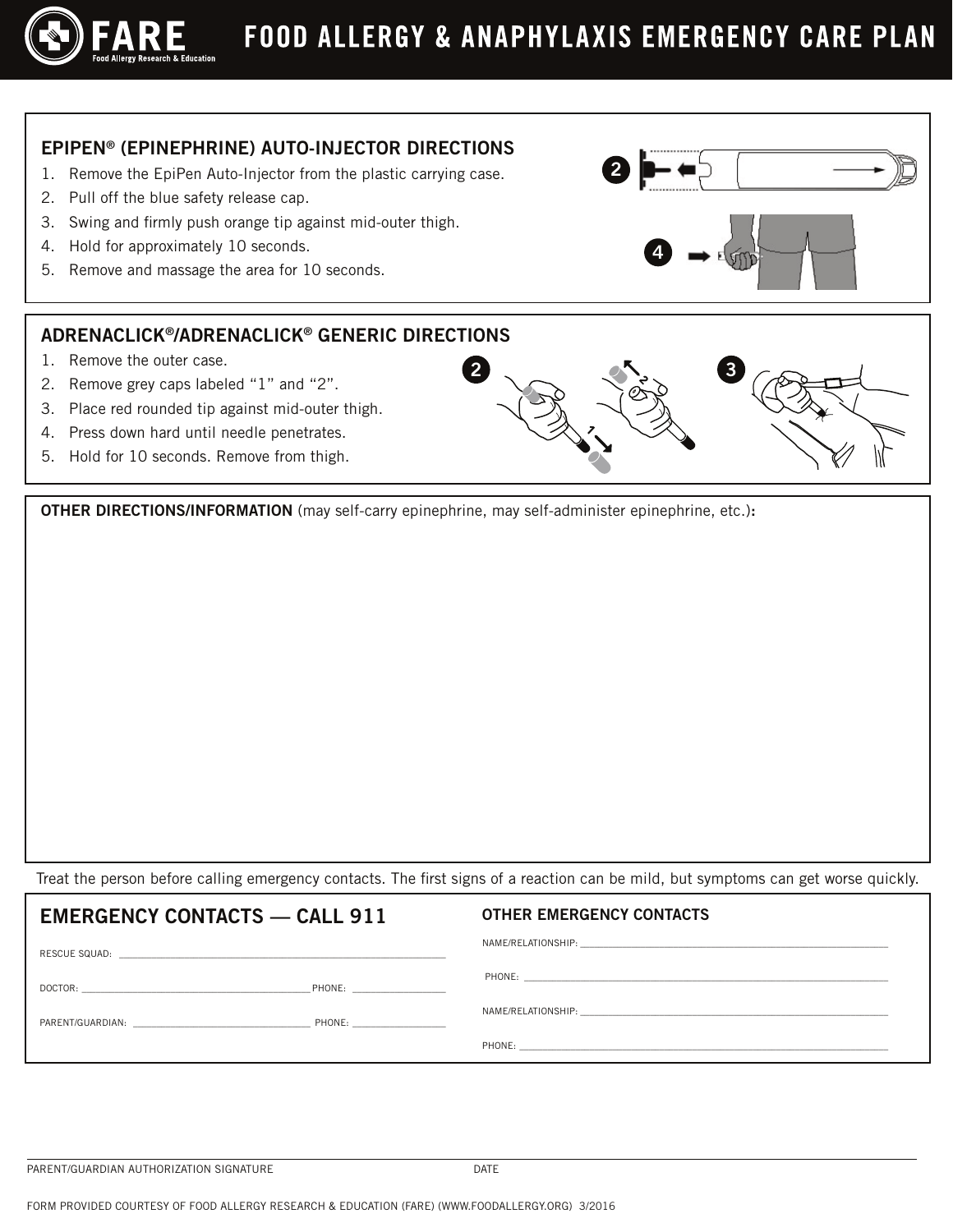# FOOD ALLERGY & ANAPHYLAXIS EMERGENCY CARE PLAN

## EPIPEN® (EPINEPHRINE) AUTO-INJECTOR DIRECTIONS

1. Remove the EpiPen Auto-Injector from the plastic carrying case.
2. Pull off the blue safety release cap.
3. Swing and firmly push orange tip against mid-outer thigh.
4. Hold for approximately 10 seconds.
5. Remove and massage the area for 10 seconds.

## ADRENACLICK®/ADRENACLICK® GENERIC DIRECTIONS

1. Remove the outer case.
2. Remove grey caps labeled "1" and "2".
3. Place red rounded tip against mid-outer thigh.
4. Press down hard until needle penetrates.
5. Hold for 10 seconds. Remove from thigh.

**OTHER DIRECTIONS/INFORMATION** (may self-carry epinephrine, may self-administer epinephrine, etc.):

Treat the person before calling emergency contacts. The first signs of a reaction can be mild, but symptoms can get worse quickly.

## EMERGENCY CONTACTS — CALL 911

RESCUE SQUAD: ______________________

DOCTOR: ______________________ PHONE: ______________

PARENT/GUARDIAN: ______________________ PHONE: ______________

## OTHER EMERGENCY CONTACTS

NAME/RELATIONSHIP: ______________________

PHONE: ______________________

NAME/RELATIONSHIP: ______________________

PHONE: ______________________

PARENT/GUARDIAN AUTHORIZATION SIGNATURE ______________________ DATE ______________

FORM PROVIDED COURTESY OF FOOD ALLERGY RESEARCH & EDUCATION (FARE) (WWW.FOODALLERGY.ORG) 3/2016